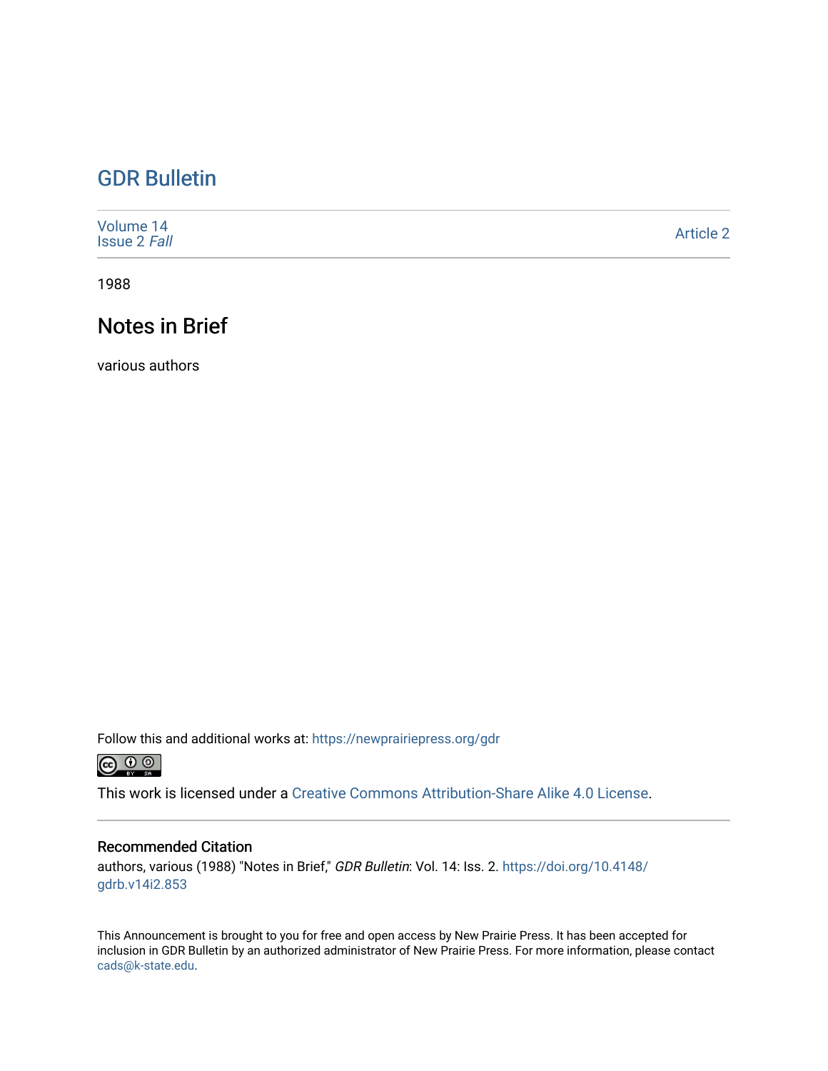# GDR Bulletin

Volume 14
Issue 2 *Fall*

Article 2

1988

## Notes in Brief

various authors

Follow this and additional works at: https://newprairiepress.org/gdr

This work is licensed under a Creative Commons Attribution-Share Alike 4.0 License.

### Recommended Citation

authors, various (1988) "Notes in Brief," *GDR Bulletin*: Vol. 14: Iss. 2. https://doi.org/10.4148/gdrb.v14i2.853

This Announcement is brought to you for free and open access by New Prairie Press. It has been accepted for inclusion in GDR Bulletin by an authorized administrator of New Prairie Press. For more information, please contact cads@k-state.edu.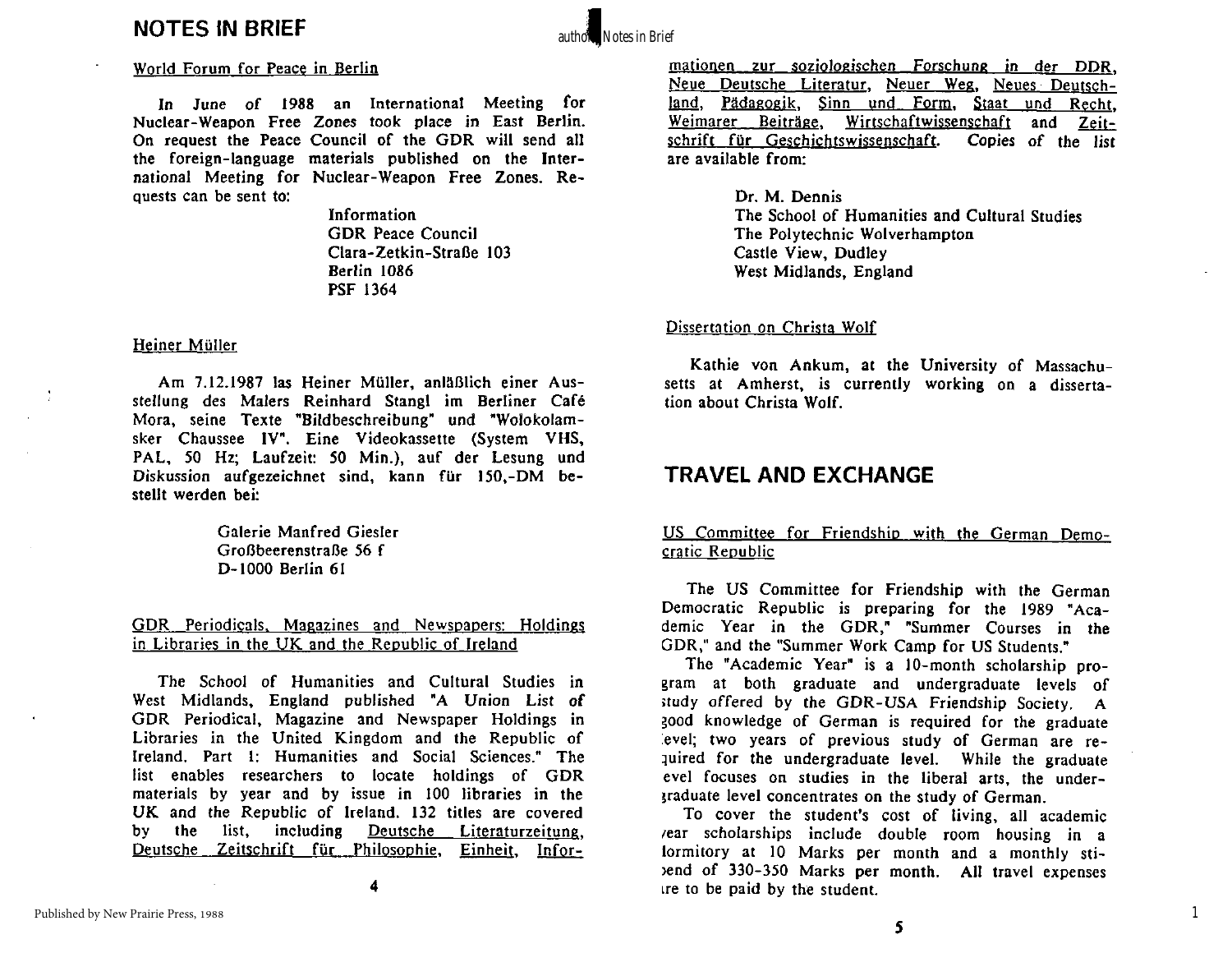# NOTES IN BRIEF

World Forum for Peace in Berlin

In June of 1988 an International Meeting for Nuclear-Weapon Free Zones took place in East Berlin. On request the Peace Council of the GDR will send all the foreign-language materials published on the International Meeting for Nuclear-Weapon Free Zones. Requests can be sent to:

Information
GDR Peace Council
Clara-Zetkin-Straße 103
Berlin 1086
PSF 1364

Heiner Müller

Am 7.12.1987 las Heiner Müller, anläßlich einer Ausstellung des Malers Reinhard Stangl im Berliner Café Mora, seine Texte "Bildbeschreibung" und "Wolokolamsker Chaussee IV". Eine Videokassette (System VHS, PAL, 50 Hz; Laufzeit: 50 Min.), auf der Lesung und Diskussion aufgezeichnet sind, kann für 150,-DM bestellt werden bei:

Galerie Manfred Giesler
Großbeerenstraße 56 f
D-1000 Berlin 61

GDR Periodicals, Magazines and Newspapers: Holdings in Libraries in the UK and the Republic of Ireland

The School of Humanities and Cultural Studies in West Midlands, England published "A Union List of GDR Periodical, Magazine and Newspaper Holdings in Libraries in the United Kingdom and the Republic of Ireland. Part 1: Humanities and Social Sciences." The list enables researchers to locate holdings of GDR materials by year and by issue in 100 libraries in the UK and the Republic of Ireland. 132 titles are covered by the list, including Deutsche Literaturzeitung, Deutsche Zeitschrift für Philosophie, Einheit, Informationen zur soziologischen Forschung in der DDR, Neue Deutsche Literatur, Neuer Weg, Neues Deutschland, Pädagogik, Sinn und Form, Staat und Recht, Weimarer Beiträge, Wirtschaftwissenschaft and Zeitschrift für Geschichtswissenschaft. Copies of the list are available from:

Dr. M. Dennis
The School of Humanities and Cultural Studies
The Polytechnic Wolverhampton
Castle View, Dudley
West Midlands, England

Dissertation on Christa Wolf

Kathie von Ankum, at the University of Massachusetts at Amherst, is currently working on a dissertation about Christa Wolf.

# TRAVEL AND EXCHANGE

US Committee for Friendship with the German Democratic Republic

The US Committee for Friendship with the German Democratic Republic is preparing for the 1989 "Academic Year in the GDR," "Summer Courses in the GDR," and the "Summer Work Camp for US Students."

The "Academic Year" is a 10-month scholarship program at both graduate and undergraduate levels of study offered by the GDR-USA Friendship Society. A good knowledge of German is required for the graduate level; two years of previous study of German are required for the undergraduate level. While the graduate level focuses on studies in the liberal arts, the undergraduate level concentrates on the study of German.

To cover the student's cost of living, all academic year scholarships include double room housing in a dormitory at 10 Marks per month and a monthly stipend of 330-350 Marks per month. All travel expenses are to be paid by the student.